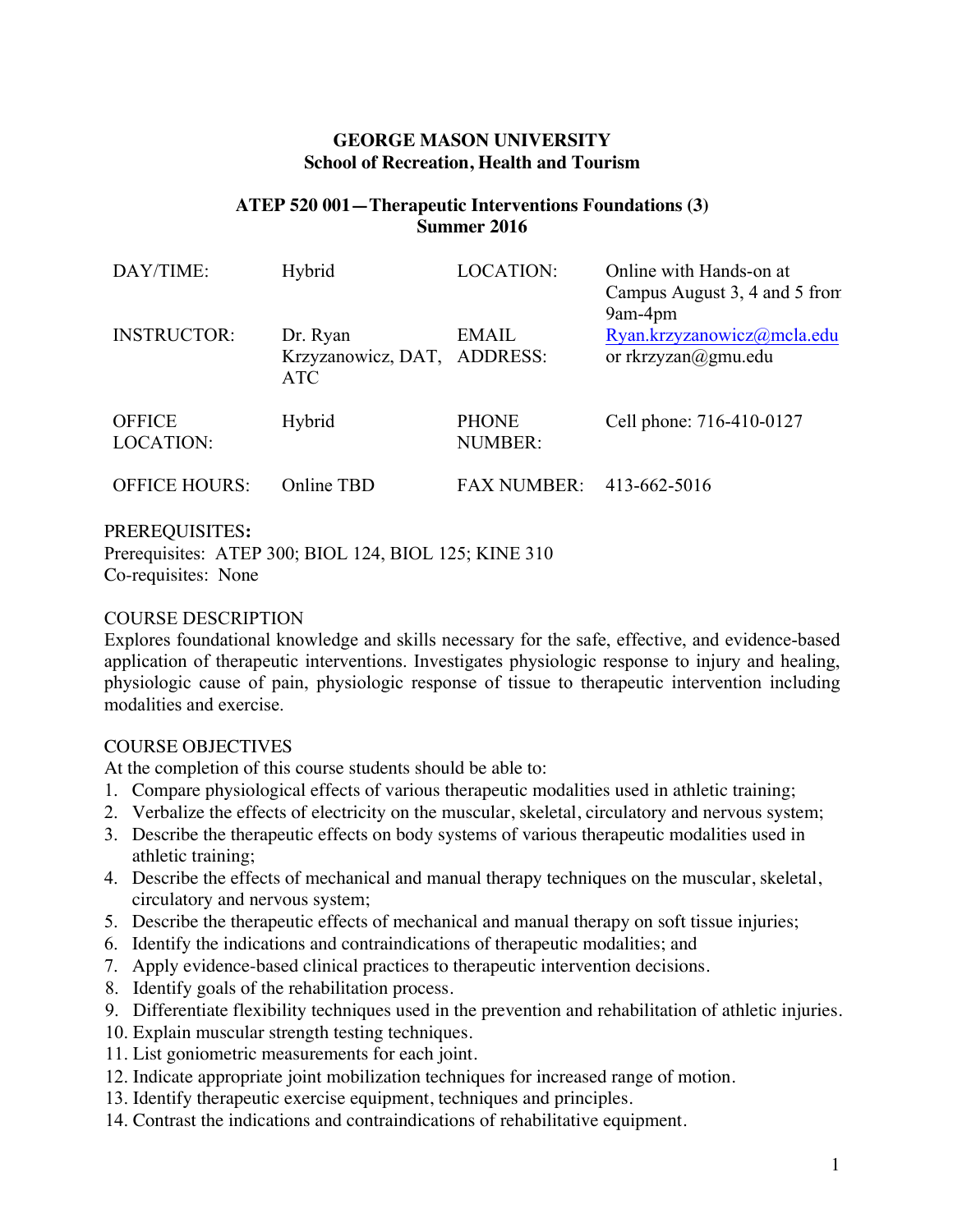**GEORGE MASON UNIVERSITY**
**School of Recreation, Health and Tourism**

**ATEP 520 001—Therapeutic Interventions Foundations (3)**
**Summer 2016**

| | | | |
|---|---|---|---|
| DAY/TIME: | Hybrid | LOCATION: | Online with Hands-on at Campus August 3, 4 and 5 from 9am-4pm |
| INSTRUCTOR: | Dr. Ryan Krzyzanowicz, DAT, ATC | EMAIL ADDRESS: | Ryan.krzyzanowicz@mcla.edu or rkrzyzan@gmu.edu |
| OFFICE LOCATION: | Hybrid | PHONE NUMBER: | Cell phone: 716-410-0127 |
| OFFICE HOURS: | Online TBD | FAX NUMBER: | 413-662-5016 |

PREREQUISITES**:**
Prerequisites: ATEP 300; BIOL 124, BIOL 125; KINE 310
Co-requisites: None

COURSE DESCRIPTION
Explores foundational knowledge and skills necessary for the safe, effective, and evidence-based application of therapeutic interventions. Investigates physiologic response to injury and healing, physiologic cause of pain, physiologic response of tissue to therapeutic intervention including modalities and exercise.

COURSE OBJECTIVES
At the completion of this course students should be able to:

1. Compare physiological effects of various therapeutic modalities used in athletic training;
2. Verbalize the effects of electricity on the muscular, skeletal, circulatory and nervous system;
3. Describe the therapeutic effects on body systems of various therapeutic modalities used in athletic training;
4. Describe the effects of mechanical and manual therapy techniques on the muscular, skeletal, circulatory and nervous system;
5. Describe the therapeutic effects of mechanical and manual therapy on soft tissue injuries;
6. Identify the indications and contraindications of therapeutic modalities; and
7. Apply evidence-based clinical practices to therapeutic intervention decisions.
8. Identify goals of the rehabilitation process.
9. Differentiate flexibility techniques used in the prevention and rehabilitation of athletic injuries.
10. Explain muscular strength testing techniques.
11. List goniometric measurements for each joint.
12. Indicate appropriate joint mobilization techniques for increased range of motion.
13. Identify therapeutic exercise equipment, techniques and principles.
14. Contrast the indications and contraindications of rehabilitative equipment.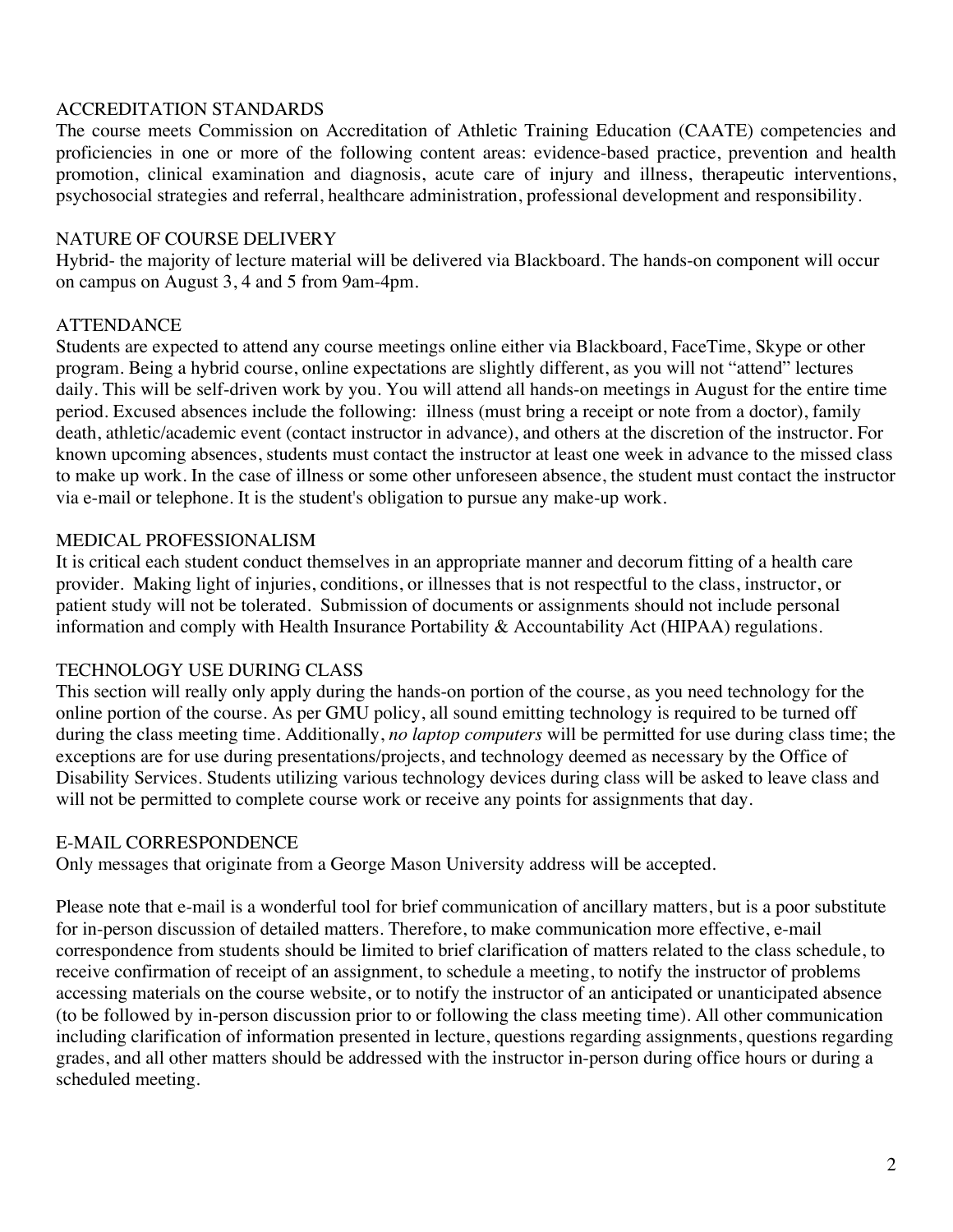## ACCREDITATION STANDARDS

The course meets Commission on Accreditation of Athletic Training Education (CAATE) competencies and proficiencies in one or more of the following content areas: evidence-based practice, prevention and health promotion, clinical examination and diagnosis, acute care of injury and illness, therapeutic interventions, psychosocial strategies and referral, healthcare administration, professional development and responsibility.

## NATURE OF COURSE DELIVERY

Hybrid- the majority of lecture material will be delivered via Blackboard. The hands-on component will occur on campus on August 3, 4 and 5 from 9am-4pm.

## ATTENDANCE

Students are expected to attend any course meetings online either via Blackboard, FaceTime, Skype or other program. Being a hybrid course, online expectations are slightly different, as you will not "attend" lectures daily. This will be self-driven work by you. You will attend all hands-on meetings in August for the entire time period. Excused absences include the following: illness (must bring a receipt or note from a doctor), family death, athletic/academic event (contact instructor in advance), and others at the discretion of the instructor. For known upcoming absences, students must contact the instructor at least one week in advance to the missed class to make up work. In the case of illness or some other unforeseen absence, the student must contact the instructor via e-mail or telephone. It is the student's obligation to pursue any make-up work.

## MEDICAL PROFESSIONALISM

It is critical each student conduct themselves in an appropriate manner and decorum fitting of a health care provider. Making light of injuries, conditions, or illnesses that is not respectful to the class, instructor, or patient study will not be tolerated. Submission of documents or assignments should not include personal information and comply with Health Insurance Portability & Accountability Act (HIPAA) regulations.

## TECHNOLOGY USE DURING CLASS

This section will really only apply during the hands-on portion of the course, as you need technology for the online portion of the course. As per GMU policy, all sound emitting technology is required to be turned off during the class meeting time. Additionally, *no laptop computers* will be permitted for use during class time; the exceptions are for use during presentations/projects, and technology deemed as necessary by the Office of Disability Services. Students utilizing various technology devices during class will be asked to leave class and will not be permitted to complete course work or receive any points for assignments that day.

## E-MAIL CORRESPONDENCE

Only messages that originate from a George Mason University address will be accepted.

Please note that e-mail is a wonderful tool for brief communication of ancillary matters, but is a poor substitute for in-person discussion of detailed matters. Therefore, to make communication more effective, e-mail correspondence from students should be limited to brief clarification of matters related to the class schedule, to receive confirmation of receipt of an assignment, to schedule a meeting, to notify the instructor of problems accessing materials on the course website, or to notify the instructor of an anticipated or unanticipated absence (to be followed by in-person discussion prior to or following the class meeting time). All other communication including clarification of information presented in lecture, questions regarding assignments, questions regarding grades, and all other matters should be addressed with the instructor in-person during office hours or during a scheduled meeting.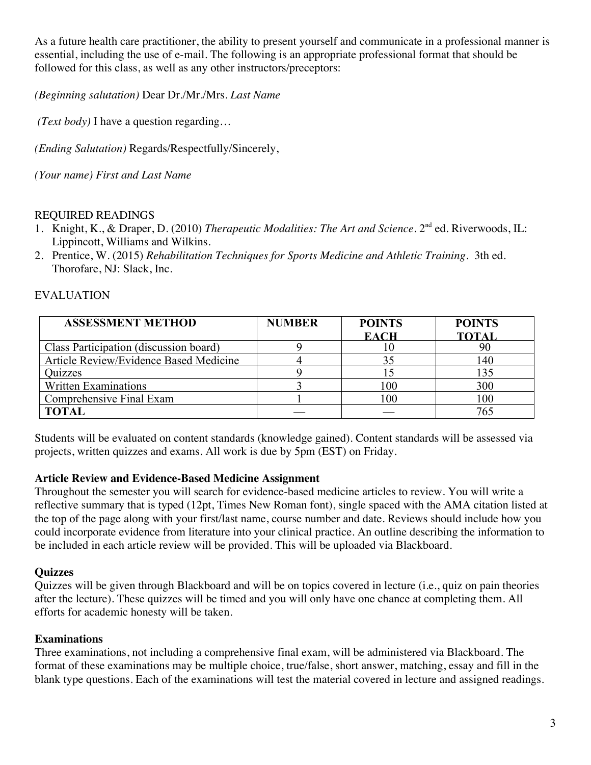As a future health care practitioner, the ability to present yourself and communicate in a professional manner is essential, including the use of e-mail. The following is an appropriate professional format that should be followed for this class, as well as any other instructors/preceptors:

*(Beginning salutation)* Dear Dr./Mr./Mrs. *Last Name*

*(Text body)* I have a question regarding…

*(Ending Salutation)* Regards/Respectfully/Sincerely,

*(Your name) First and Last Name*

REQUIRED READINGS

1. Knight, K., & Draper, D. (2010) *Therapeutic Modalities: The Art and Science*. 2nd ed. Riverwoods, IL: Lippincott, Williams and Wilkins.
2. Prentice, W. (2015) *Rehabilitation Techniques for Sports Medicine and Athletic Training*. 3th ed. Thorofare, NJ: Slack, Inc.

EVALUATION

| ASSESSMENT METHOD | NUMBER | POINTS EACH | POINTS TOTAL |
|---|---|---|---|
| Class Participation (discussion board) | 9 | 10 | 90 |
| Article Review/Evidence Based Medicine | 4 | 35 | 140 |
| Quizzes | 9 | 15 | 135 |
| Written Examinations | 3 | 100 | 300 |
| Comprehensive Final Exam | 1 | 100 | 100 |
| **TOTAL** | — | — | 765 |

Students will be evaluated on content standards (knowledge gained). Content standards will be assessed via projects, written quizzes and exams. All work is due by 5pm (EST) on Friday.

**Article Review and Evidence-Based Medicine Assignment**

Throughout the semester you will search for evidence-based medicine articles to review. You will write a reflective summary that is typed (12pt, Times New Roman font), single spaced with the AMA citation listed at the top of the page along with your first/last name, course number and date. Reviews should include how you could incorporate evidence from literature into your clinical practice. An outline describing the information to be included in each article review will be provided. This will be uploaded via Blackboard.

**Quizzes**

Quizzes will be given through Blackboard and will be on topics covered in lecture (i.e., quiz on pain theories after the lecture). These quizzes will be timed and you will only have one chance at completing them. All efforts for academic honesty will be taken.

**Examinations**

Three examinations, not including a comprehensive final exam, will be administered via Blackboard. The format of these examinations may be multiple choice, true/false, short answer, matching, essay and fill in the blank type questions. Each of the examinations will test the material covered in lecture and assigned readings.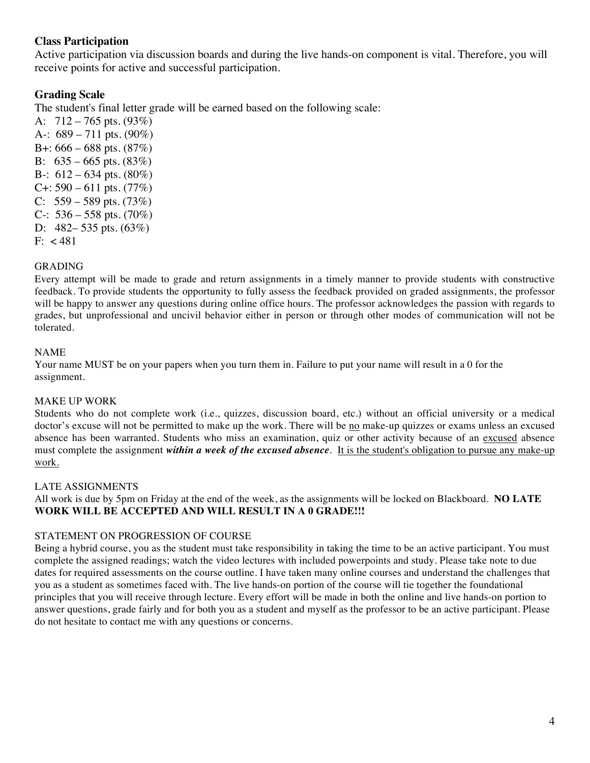### Class Participation

Active participation via discussion boards and during the live hands-on component is vital. Therefore, you will receive points for active and successful participation.

### Grading Scale

The student's final letter grade will be earned based on the following scale:

A: 712 – 765 pts. (93%)
A-: 689 – 711 pts. (90%)
B+: 666 – 688 pts. (87%)
B: 635 – 665 pts. (83%)
B-: 612 – 634 pts. (80%)
C+: 590 – 611 pts. (77%)
C: 559 – 589 pts. (73%)
C-: 536 – 558 pts. (70%)
D: 482– 535 pts. (63%)
F: < 481

GRADING

Every attempt will be made to grade and return assignments in a timely manner to provide students with constructive feedback. To provide students the opportunity to fully assess the feedback provided on graded assignments, the professor will be happy to answer any questions during online office hours. The professor acknowledges the passion with regards to grades, but unprofessional and uncivil behavior either in person or through other modes of communication will not be tolerated.

NAME

Your name MUST be on your papers when you turn them in. Failure to put your name will result in a 0 for the assignment.

MAKE UP WORK

Students who do not complete work (i.e., quizzes, discussion board, etc.) without an official university or a medical doctor's excuse will not be permitted to make up the work. There will be <u>no</u> make-up quizzes or exams unless an excused absence has been warranted. Students who miss an examination, quiz or other activity because of an <u>excused</u> absence must complete the assignment ***within a week of the excused absence***. <u>It is the student's obligation to pursue any make-up work.</u>

LATE ASSIGNMENTS

All work is due by 5pm on Friday at the end of the week, as the assignments will be locked on Blackboard. **NO LATE WORK WILL BE ACCEPTED AND WILL RESULT IN A 0 GRADE!!!**

STATEMENT ON PROGRESSION OF COURSE

Being a hybrid course, you as the student must take responsibility in taking the time to be an active participant. You must complete the assigned readings; watch the video lectures with included powerpoints and study. Please take note to due dates for required assessments on the course outline. I have taken many online courses and understand the challenges that you as a student as sometimes faced with. The live hands-on portion of the course will tie together the foundational principles that you will receive through lecture. Every effort will be made in both the online and live hands-on portion to answer questions, grade fairly and for both you as a student and myself as the professor to be an active participant. Please do not hesitate to contact me with any questions or concerns.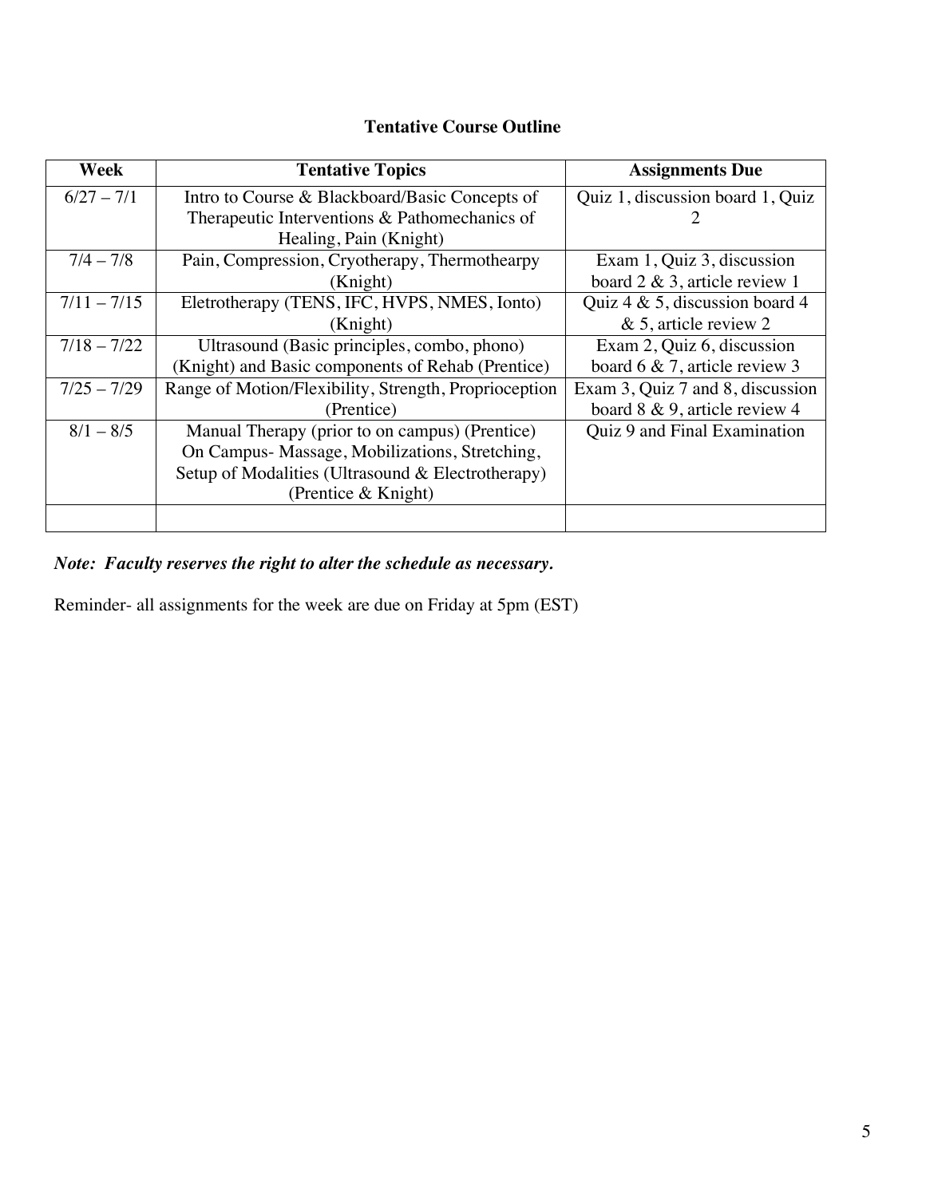**Tentative Course Outline**

| Week | Tentative Topics | Assignments Due |
|---|---|---|
| 6/27 – 7/1 | Intro to Course & Blackboard/Basic Concepts of Therapeutic Interventions & Pathomechanics of Healing, Pain (Knight) | Quiz 1, discussion board 1, Quiz 2 |
| 7/4 – 7/8 | Pain, Compression, Cryotherapy, Thermothearpy (Knight) | Exam 1, Quiz 3, discussion board 2 & 3, article review 1 |
| 7/11 – 7/15 | Eletrotherapy (TENS, IFC, HVPS, NMES, Ionto) (Knight) | Quiz 4 & 5, discussion board 4 & 5, article review 2 |
| 7/18 – 7/22 | Ultrasound (Basic principles, combo, phono) (Knight) and Basic components of Rehab (Prentice) | Exam 2, Quiz 6, discussion board 6 & 7, article review 3 |
| 7/25 – 7/29 | Range of Motion/Flexibility, Strength, Proprioception (Prentice) | Exam 3, Quiz 7 and 8, discussion board 8 & 9, article review 4 |
| 8/1 – 8/5 | Manual Therapy (prior to on campus) (Prentice) On Campus- Massage, Mobilizations, Stretching, Setup of Modalities (Ultrasound & Electrotherapy) (Prentice & Knight) | Quiz 9 and Final Examination |
| | | |

***Note: Faculty reserves the right to alter the schedule as necessary.***

Reminder- all assignments for the week are due on Friday at 5pm (EST)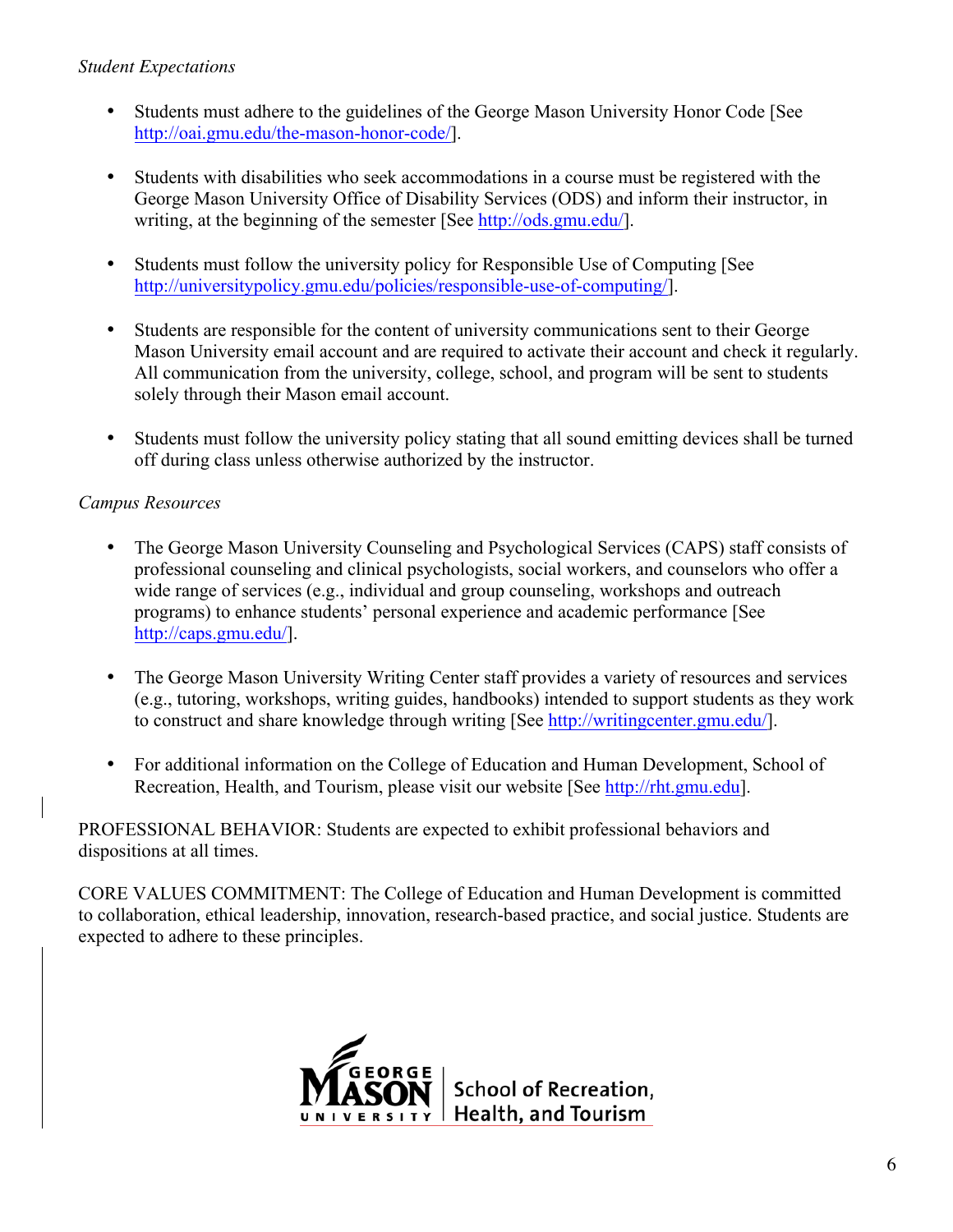*Student Expectations*

- Students must adhere to the guidelines of the George Mason University Honor Code [See http://oai.gmu.edu/the-mason-honor-code/].

- Students with disabilities who seek accommodations in a course must be registered with the George Mason University Office of Disability Services (ODS) and inform their instructor, in writing, at the beginning of the semester [See http://ods.gmu.edu/].

- Students must follow the university policy for Responsible Use of Computing [See http://universitypolicy.gmu.edu/policies/responsible-use-of-computing/].

- Students are responsible for the content of university communications sent to their George Mason University email account and are required to activate their account and check it regularly. All communication from the university, college, school, and program will be sent to students solely through their Mason email account.

- Students must follow the university policy stating that all sound emitting devices shall be turned off during class unless otherwise authorized by the instructor.

*Campus Resources*

- The George Mason University Counseling and Psychological Services (CAPS) staff consists of professional counseling and clinical psychologists, social workers, and counselors who offer a wide range of services (e.g., individual and group counseling, workshops and outreach programs) to enhance students' personal experience and academic performance [See http://caps.gmu.edu/].

- The George Mason University Writing Center staff provides a variety of resources and services (e.g., tutoring, workshops, writing guides, handbooks) intended to support students as they work to construct and share knowledge through writing [See http://writingcenter.gmu.edu/].

- For additional information on the College of Education and Human Development, School of Recreation, Health, and Tourism, please visit our website [See http://rht.gmu.edu].

PROFESSIONAL BEHAVIOR: Students are expected to exhibit professional behaviors and dispositions at all times.

CORE VALUES COMMITMENT: The College of Education and Human Development is committed to collaboration, ethical leadership, innovation, research-based practice, and social justice. Students are expected to adhere to these principles.

GEORGE MASON UNIVERSITY | School of Recreation, Health, and Tourism